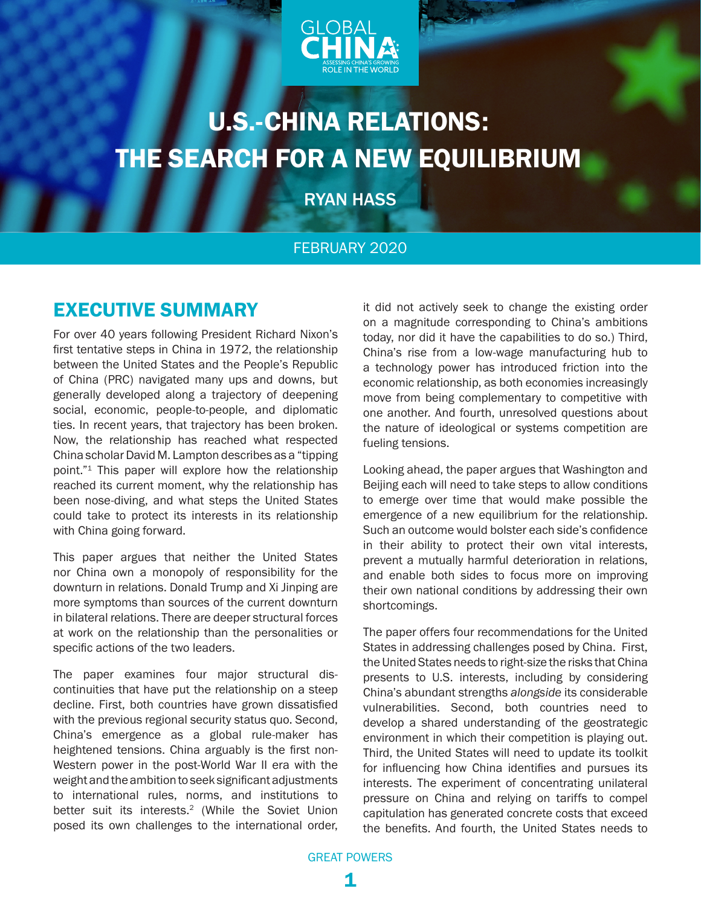GLOBAL CHINA
ASSESSING CHINA'S GROWING ROLE IN THE WORLD

# U.S.-CHINA RELATIONS: THE SEARCH FOR A NEW EQUILIBRIUM

RYAN HASS

FEBRUARY 2020

## EXECUTIVE SUMMARY

For over 40 years following President Richard Nixon's first tentative steps in China in 1972, the relationship between the United States and the People's Republic of China (PRC) navigated many ups and downs, but generally developed along a trajectory of deepening social, economic, people-to-people, and diplomatic ties. In recent years, that trajectory has been broken. Now, the relationship has reached what respected China scholar David M. Lampton describes as a "tipping point."[1] This paper will explore how the relationship reached its current moment, why the relationship has been nose-diving, and what steps the United States could take to protect its interests in its relationship with China going forward.

This paper argues that neither the United States nor China own a monopoly of responsibility for the downturn in relations. Donald Trump and Xi Jinping are more symptoms than sources of the current downturn in bilateral relations. There are deeper structural forces at work on the relationship than the personalities or specific actions of the two leaders.

The paper examines four major structural discontinuities that have put the relationship on a steep decline. First, both countries have grown dissatisfied with the previous regional security status quo. Second, China's emergence as a global rule-maker has heightened tensions. China arguably is the first non-Western power in the post-World War II era with the weight and the ambition to seek significant adjustments to international rules, norms, and institutions to better suit its interests.[2] (While the Soviet Union posed its own challenges to the international order, it did not actively seek to change the existing order on a magnitude corresponding to China's ambitions today, nor did it have the capabilities to do so.) Third, China's rise from a low-wage manufacturing hub to a technology power has introduced friction into the economic relationship, as both economies increasingly move from being complementary to competitive with one another. And fourth, unresolved questions about the nature of ideological or systems competition are fueling tensions.

Looking ahead, the paper argues that Washington and Beijing each will need to take steps to allow conditions to emerge over time that would make possible the emergence of a new equilibrium for the relationship. Such an outcome would bolster each side's confidence in their ability to protect their own vital interests, prevent a mutually harmful deterioration in relations, and enable both sides to focus more on improving their own national conditions by addressing their own shortcomings.

The paper offers four recommendations for the United States in addressing challenges posed by China. First, the United States needs to right-size the risks that China presents to U.S. interests, including by considering China's abundant strengths *alongside* its considerable vulnerabilities. Second, both countries need to develop a shared understanding of the geostrategic environment in which their competition is playing out. Third, the United States will need to update its toolkit for influencing how China identifies and pursues its interests. The experiment of concentrating unilateral pressure on China and relying on tariffs to compel capitulation has generated concrete costs that exceed the benefits. And fourth, the United States needs to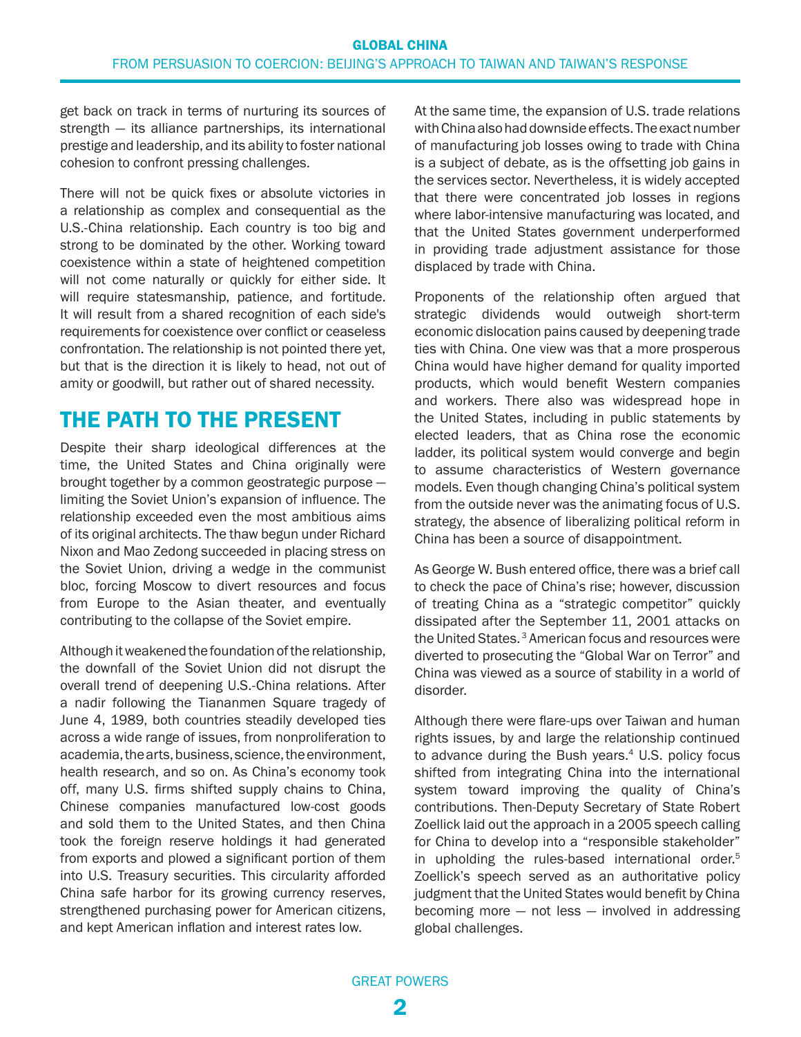get back on track in terms of nurturing its sources of strength — its alliance partnerships, its international prestige and leadership, and its ability to foster national cohesion to confront pressing challenges.

There will not be quick fixes or absolute victories in a relationship as complex and consequential as the U.S.-China relationship. Each country is too big and strong to be dominated by the other. Working toward coexistence within a state of heightened competition will not come naturally or quickly for either side. It will require statesmanship, patience, and fortitude. It will result from a shared recognition of each side's requirements for coexistence over conflict or ceaseless confrontation. The relationship is not pointed there yet, but that is the direction it is likely to head, not out of amity or goodwill, but rather out of shared necessity.

## THE PATH TO THE PRESENT

Despite their sharp ideological differences at the time, the United States and China originally were brought together by a common geostrategic purpose — limiting the Soviet Union's expansion of influence. The relationship exceeded even the most ambitious aims of its original architects. The thaw begun under Richard Nixon and Mao Zedong succeeded in placing stress on the Soviet Union, driving a wedge in the communist bloc, forcing Moscow to divert resources and focus from Europe to the Asian theater, and eventually contributing to the collapse of the Soviet empire.

Although it weakened the foundation of the relationship, the downfall of the Soviet Union did not disrupt the overall trend of deepening U.S.-China relations. After a nadir following the Tiananmen Square tragedy of June 4, 1989, both countries steadily developed ties across a wide range of issues, from nonproliferation to academia, the arts, business, science, the environment, health research, and so on. As China's economy took off, many U.S. firms shifted supply chains to China, Chinese companies manufactured low-cost goods and sold them to the United States, and then China took the foreign reserve holdings it had generated from exports and plowed a significant portion of them into U.S. Treasury securities. This circularity afforded China safe harbor for its growing currency reserves, strengthened purchasing power for American citizens, and kept American inflation and interest rates low.

At the same time, the expansion of U.S. trade relations with China also had downside effects. The exact number of manufacturing job losses owing to trade with China is a subject of debate, as is the offsetting job gains in the services sector. Nevertheless, it is widely accepted that there were concentrated job losses in regions where labor-intensive manufacturing was located, and that the United States government underperformed in providing trade adjustment assistance for those displaced by trade with China.

Proponents of the relationship often argued that strategic dividends would outweigh short-term economic dislocation pains caused by deepening trade ties with China. One view was that a more prosperous China would have higher demand for quality imported products, which would benefit Western companies and workers. There also was widespread hope in the United States, including in public statements by elected leaders, that as China rose the economic ladder, its political system would converge and begin to assume characteristics of Western governance models. Even though changing China's political system from the outside never was the animating focus of U.S. strategy, the absence of liberalizing political reform in China has been a source of disappointment.

As George W. Bush entered office, there was a brief call to check the pace of China's rise; however, discussion of treating China as a "strategic competitor" quickly dissipated after the September 11, 2001 attacks on the United States.[3] American focus and resources were diverted to prosecuting the "Global War on Terror" and China was viewed as a source of stability in a world of disorder.

Although there were flare-ups over Taiwan and human rights issues, by and large the relationship continued to advance during the Bush years.[4] U.S. policy focus shifted from integrating China into the international system toward improving the quality of China's contributions. Then-Deputy Secretary of State Robert Zoellick laid out the approach in a 2005 speech calling for China to develop into a "responsible stakeholder" in upholding the rules-based international order.[5] Zoellick's speech served as an authoritative policy judgment that the United States would benefit by China becoming more — not less — involved in addressing global challenges.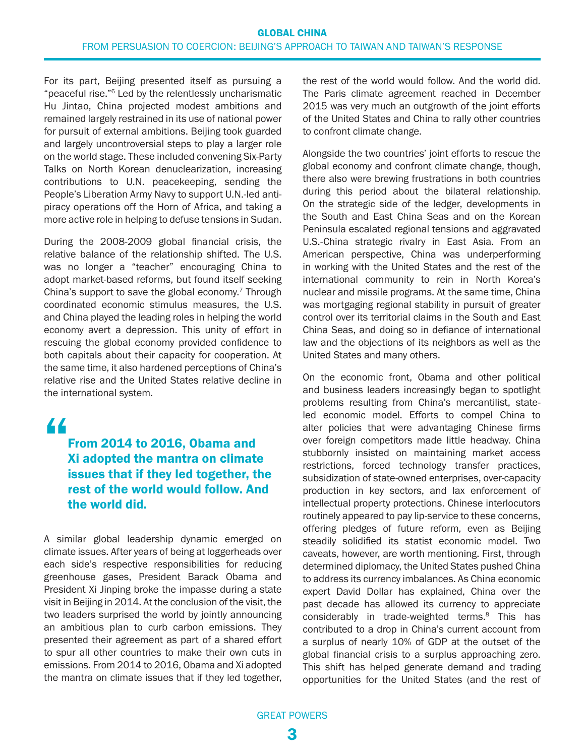For its part, Beijing presented itself as pursuing a "peaceful rise."[6] Led by the relentlessly uncharismatic Hu Jintao, China projected modest ambitions and remained largely restrained in its use of national power for pursuit of external ambitions. Beijing took guarded and largely uncontroversial steps to play a larger role on the world stage. These included convening Six-Party Talks on North Korean denuclearization, increasing contributions to U.N. peacekeeping, sending the People's Liberation Army Navy to support U.N.-led anti-piracy operations off the Horn of Africa, and taking a more active role in helping to defuse tensions in Sudan.

During the 2008-2009 global financial crisis, the relative balance of the relationship shifted. The U.S. was no longer a "teacher" encouraging China to adopt market-based reforms, but found itself seeking China's support to save the global economy.[7] Through coordinated economic stimulus measures, the U.S. and China played the leading roles in helping the world economy avert a depression. This unity of effort in rescuing the global economy provided confidence to both capitals about their capacity for cooperation. At the same time, it also hardened perceptions of China's relative rise and the United States relative decline in the international system.

> **From 2014 to 2016, Obama and Xi adopted the mantra on climate issues that if they led together, the rest of the world would follow. And the world did.**

A similar global leadership dynamic emerged on climate issues. After years of being at loggerheads over each side's respective responsibilities for reducing greenhouse gases, President Barack Obama and President Xi Jinping broke the impasse during a state visit in Beijing in 2014. At the conclusion of the visit, the two leaders surprised the world by jointly announcing an ambitious plan to curb carbon emissions. They presented their agreement as part of a shared effort to spur all other countries to make their own cuts in emissions. From 2014 to 2016, Obama and Xi adopted the mantra on climate issues that if they led together, the rest of the world would follow. And the world did. The Paris climate agreement reached in December 2015 was very much an outgrowth of the joint efforts of the United States and China to rally other countries to confront climate change.

Alongside the two countries' joint efforts to rescue the global economy and confront climate change, though, there also were brewing frustrations in both countries during this period about the bilateral relationship. On the strategic side of the ledger, developments in the South and East China Seas and on the Korean Peninsula escalated regional tensions and aggravated U.S.-China strategic rivalry in East Asia. From an American perspective, China was underperforming in working with the United States and the rest of the international community to rein in North Korea's nuclear and missile programs. At the same time, China was mortgaging regional stability in pursuit of greater control over its territorial claims in the South and East China Seas, and doing so in defiance of international law and the objections of its neighbors as well as the United States and many others.

On the economic front, Obama and other political and business leaders increasingly began to spotlight problems resulting from China's mercantilist, state-led economic model. Efforts to compel China to alter policies that were advantaging Chinese firms over foreign competitors made little headway. China stubbornly insisted on maintaining market access restrictions, forced technology transfer practices, subsidization of state-owned enterprises, over-capacity production in key sectors, and lax enforcement of intellectual property protections. Chinese interlocutors routinely appeared to pay lip-service to these concerns, offering pledges of future reform, even as Beijing steadily solidified its statist economic model. Two caveats, however, are worth mentioning. First, through determined diplomacy, the United States pushed China to address its currency imbalances. As China economic expert David Dollar has explained, China over the past decade has allowed its currency to appreciate considerably in trade-weighted terms.[8] This has contributed to a drop in China's current account from a surplus of nearly 10% of GDP at the outset of the global financial crisis to a surplus approaching zero. This shift has helped generate demand and trading opportunities for the United States (and the rest of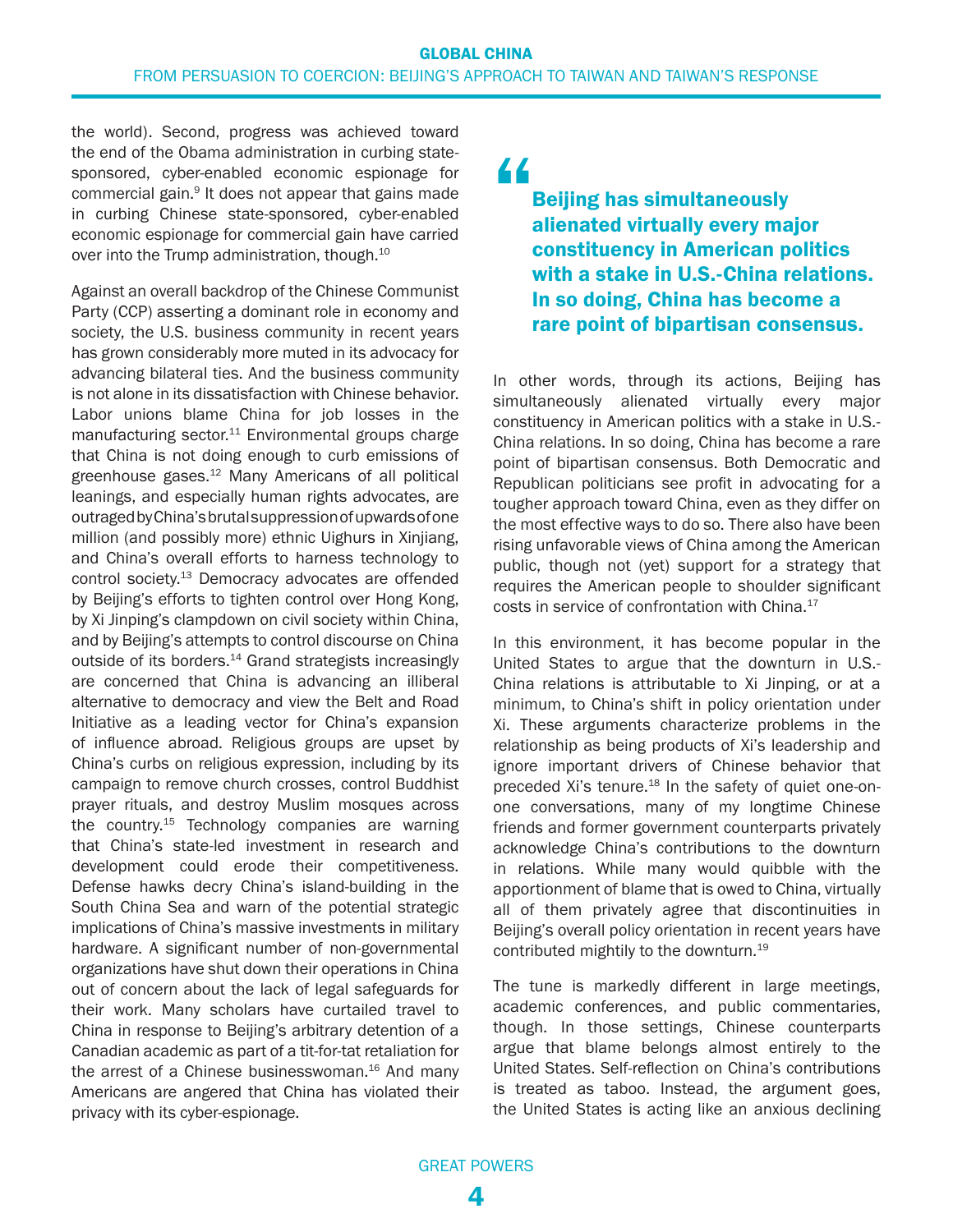the world). Second, progress was achieved toward the end of the Obama administration in curbing state-sponsored, cyber-enabled economic espionage for commercial gain.[9] It does not appear that gains made in curbing Chinese state-sponsored, cyber-enabled economic espionage for commercial gain have carried over into the Trump administration, though.[10]

Against an overall backdrop of the Chinese Communist Party (CCP) asserting a dominant role in economy and society, the U.S. business community in recent years has grown considerably more muted in its advocacy for advancing bilateral ties. And the business community is not alone in its dissatisfaction with Chinese behavior. Labor unions blame China for job losses in the manufacturing sector.[11] Environmental groups charge that China is not doing enough to curb emissions of greenhouse gases.[12] Many Americans of all political leanings, and especially human rights advocates, are outraged by China's brutal suppression of upwards of one million (and possibly more) ethnic Uighurs in Xinjiang, and China's overall efforts to harness technology to control society.[13] Democracy advocates are offended by Beijing's efforts to tighten control over Hong Kong, by Xi Jinping's clampdown on civil society within China, and by Beijing's attempts to control discourse on China outside of its borders.[14] Grand strategists increasingly are concerned that China is advancing an illiberal alternative to democracy and view the Belt and Road Initiative as a leading vector for China's expansion of influence abroad. Religious groups are upset by China's curbs on religious expression, including by its campaign to remove church crosses, control Buddhist prayer rituals, and destroy Muslim mosques across the country.[15] Technology companies are warning that China's state-led investment in research and development could erode their competitiveness. Defense hawks decry China's island-building in the South China Sea and warn of the potential strategic implications of China's massive investments in military hardware. A significant number of non-governmental organizations have shut down their operations in China out of concern about the lack of legal safeguards for their work. Many scholars have curtailed travel to China in response to Beijing's arbitrary detention of a Canadian academic as part of a tit-for-tat retaliation for the arrest of a Chinese businesswoman.[16] And many Americans are angered that China has violated their privacy with its cyber-espionage.

> **Beijing has simultaneously alienated virtually every major constituency in American politics with a stake in U.S.-China relations. In so doing, China has become a rare point of bipartisan consensus.**

In other words, through its actions, Beijing has simultaneously alienated virtually every major constituency in American politics with a stake in U.S.-China relations. In so doing, China has become a rare point of bipartisan consensus. Both Democratic and Republican politicians see profit in advocating for a tougher approach toward China, even as they differ on the most effective ways to do so. There also have been rising unfavorable views of China among the American public, though not (yet) support for a strategy that requires the American people to shoulder significant costs in service of confrontation with China.[17]

In this environment, it has become popular in the United States to argue that the downturn in U.S.-China relations is attributable to Xi Jinping, or at a minimum, to China's shift in policy orientation under Xi. These arguments characterize problems in the relationship as being products of Xi's leadership and ignore important drivers of Chinese behavior that preceded Xi's tenure.[18] In the safety of quiet one-on-one conversations, many of my longtime Chinese friends and former government counterparts privately acknowledge China's contributions to the downturn in relations. While many would quibble with the apportionment of blame that is owed to China, virtually all of them privately agree that discontinuities in Beijing's overall policy orientation in recent years have contributed mightily to the downturn.[19]

The tune is markedly different in large meetings, academic conferences, and public commentaries, though. In those settings, Chinese counterparts argue that blame belongs almost entirely to the United States. Self-reflection on China's contributions is treated as taboo. Instead, the argument goes, the United States is acting like an anxious declining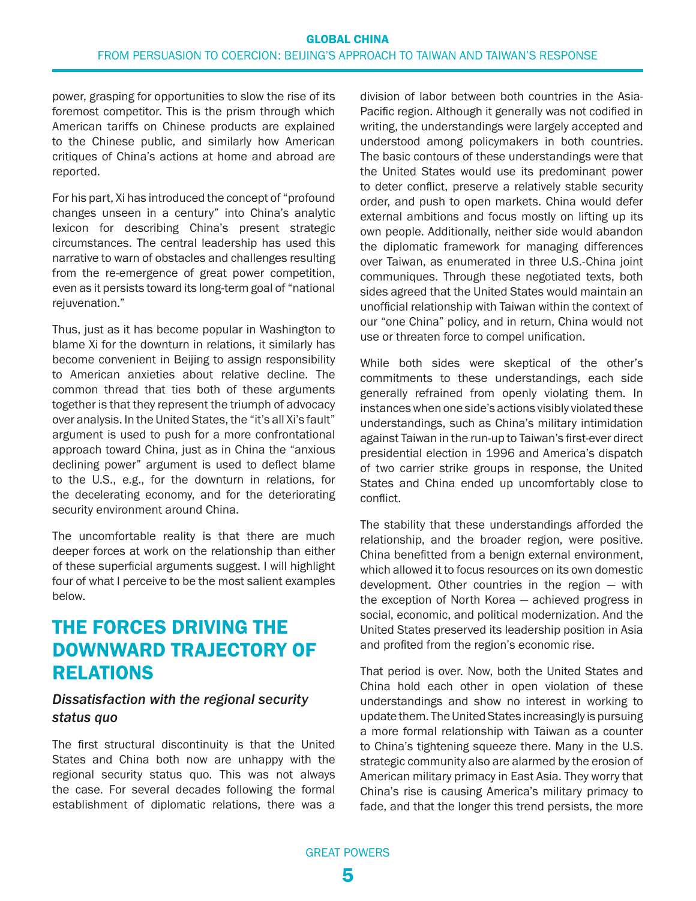power, grasping for opportunities to slow the rise of its foremost competitor. This is the prism through which American tariffs on Chinese products are explained to the Chinese public, and similarly how American critiques of China's actions at home and abroad are reported.

For his part, Xi has introduced the concept of "profound changes unseen in a century" into China's analytic lexicon for describing China's present strategic circumstances. The central leadership has used this narrative to warn of obstacles and challenges resulting from the re-emergence of great power competition, even as it persists toward its long-term goal of "national rejuvenation."

Thus, just as it has become popular in Washington to blame Xi for the downturn in relations, it similarly has become convenient in Beijing to assign responsibility to American anxieties about relative decline. The common thread that ties both of these arguments together is that they represent the triumph of advocacy over analysis. In the United States, the "it's all Xi's fault" argument is used to push for a more confrontational approach toward China, just as in China the "anxious declining power" argument is used to deflect blame to the U.S., e.g., for the downturn in relations, for the decelerating economy, and for the deteriorating security environment around China.

The uncomfortable reality is that there are much deeper forces at work on the relationship than either of these superficial arguments suggest. I will highlight four of what I perceive to be the most salient examples below.

## THE FORCES DRIVING THE DOWNWARD TRAJECTORY OF RELATIONS

### *Dissatisfaction with the regional security status quo*

The first structural discontinuity is that the United States and China both now are unhappy with the regional security status quo. This was not always the case. For several decades following the formal establishment of diplomatic relations, there was a division of labor between both countries in the Asia-Pacific region. Although it generally was not codified in writing, the understandings were largely accepted and understood among policymakers in both countries. The basic contours of these understandings were that the United States would use its predominant power to deter conflict, preserve a relatively stable security order, and push to open markets. China would defer external ambitions and focus mostly on lifting up its own people. Additionally, neither side would abandon the diplomatic framework for managing differences over Taiwan, as enumerated in three U.S.-China joint communiques. Through these negotiated texts, both sides agreed that the United States would maintain an unofficial relationship with Taiwan within the context of our "one China" policy, and in return, China would not use or threaten force to compel unification.

While both sides were skeptical of the other's commitments to these understandings, each side generally refrained from openly violating them. In instances when one side's actions visibly violated these understandings, such as China's military intimidation against Taiwan in the run-up to Taiwan's first-ever direct presidential election in 1996 and America's dispatch of two carrier strike groups in response, the United States and China ended up uncomfortably close to conflict.

The stability that these understandings afforded the relationship, and the broader region, were positive. China benefitted from a benign external environment, which allowed it to focus resources on its own domestic development. Other countries in the region — with the exception of North Korea — achieved progress in social, economic, and political modernization. And the United States preserved its leadership position in Asia and profited from the region's economic rise.

That period is over. Now, both the United States and China hold each other in open violation of these understandings and show no interest in working to update them. The United States increasingly is pursuing a more formal relationship with Taiwan as a counter to China's tightening squeeze there. Many in the U.S. strategic community also are alarmed by the erosion of American military primacy in East Asia. They worry that China's rise is causing America's military primacy to fade, and that the longer this trend persists, the more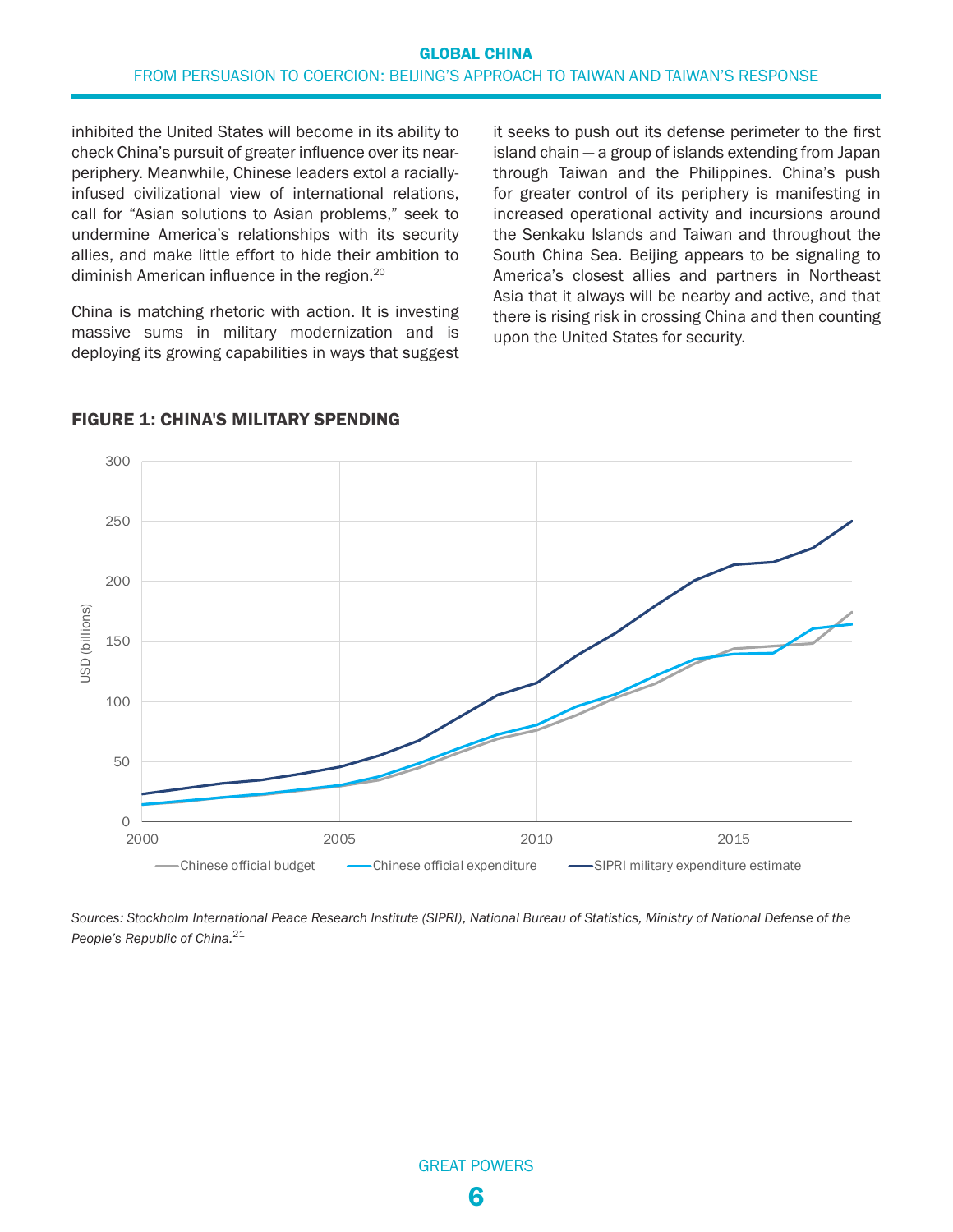inhibited the United States will become in its ability to check China's pursuit of greater influence over its near-periphery. Meanwhile, Chinese leaders extol a racially-infused civilizational view of international relations, call for "Asian solutions to Asian problems," seek to undermine America's relationships with its security allies, and make little effort to hide their ambition to diminish American influence in the region.[20]

China is matching rhetoric with action. It is investing massive sums in military modernization and is deploying its growing capabilities in ways that suggest it seeks to push out its defense perimeter to the first island chain — a group of islands extending from Japan through Taiwan and the Philippines. China's push for greater control of its periphery is manifesting in increased operational activity and incursions around the Senkaku Islands and Taiwan and throughout the South China Sea. Beijing appears to be signaling to America's closest allies and partners in Northeast Asia that it always will be nearby and active, and that there is rising risk in crossing China and then counting upon the United States for security.

## FIGURE 1: CHINA'S MILITARY SPENDING

*Sources: Stockholm International Peace Research Institute (SIPRI), National Bureau of Statistics, Ministry of National Defense of the People's Republic of China.*[21]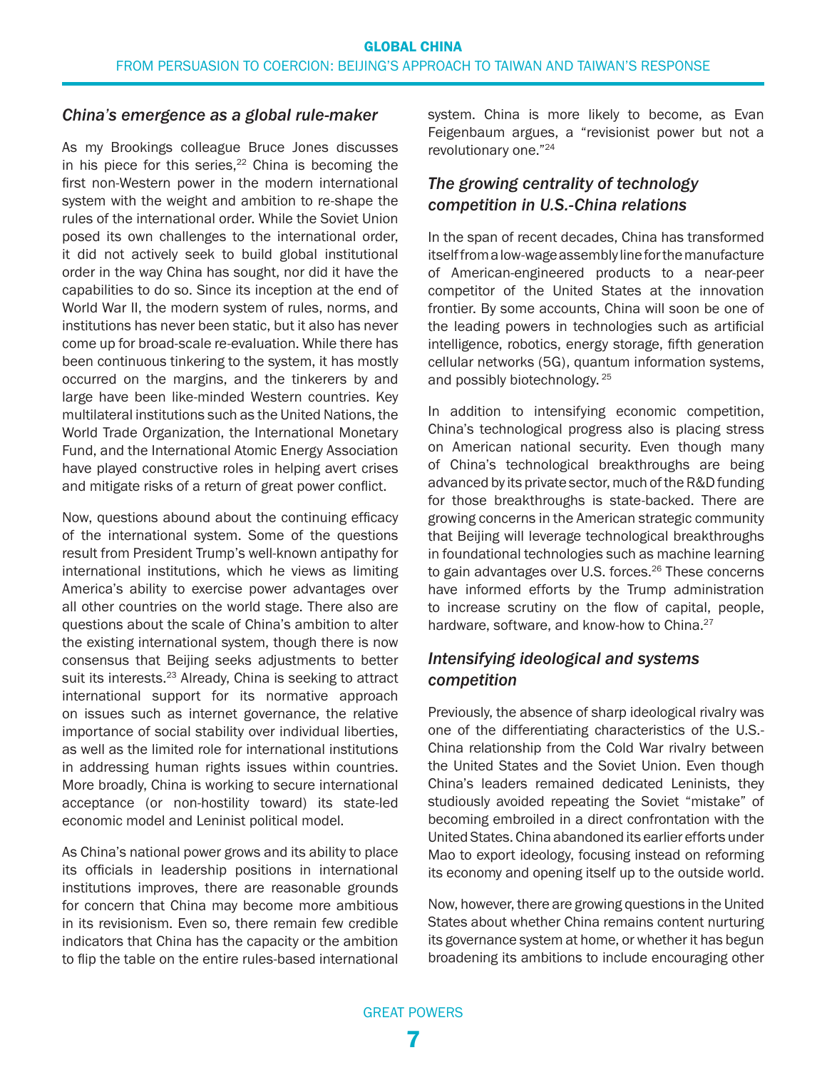### *China's emergence as a global rule-maker*

As my Brookings colleague Bruce Jones discusses in his piece for this series,[22] China is becoming the first non-Western power in the modern international system with the weight and ambition to re-shape the rules of the international order. While the Soviet Union posed its own challenges to the international order, it did not actively seek to build global institutional order in the way China has sought, nor did it have the capabilities to do so. Since its inception at the end of World War II, the modern system of rules, norms, and institutions has never been static, but it also has never come up for broad-scale re-evaluation. While there has been continuous tinkering to the system, it has mostly occurred on the margins, and the tinkerers by and large have been like-minded Western countries. Key multilateral institutions such as the United Nations, the World Trade Organization, the International Monetary Fund, and the International Atomic Energy Association have played constructive roles in helping avert crises and mitigate risks of a return of great power conflict.

Now, questions abound about the continuing efficacy of the international system. Some of the questions result from President Trump's well-known antipathy for international institutions, which he views as limiting America's ability to exercise power advantages over all other countries on the world stage. There also are questions about the scale of China's ambition to alter the existing international system, though there is now consensus that Beijing seeks adjustments to better suit its interests.[23] Already, China is seeking to attract international support for its normative approach on issues such as internet governance, the relative importance of social stability over individual liberties, as well as the limited role for international institutions in addressing human rights issues within countries. More broadly, China is working to secure international acceptance (or non-hostility toward) its state-led economic model and Leninist political model.

As China's national power grows and its ability to place its officials in leadership positions in international institutions improves, there are reasonable grounds for concern that China may become more ambitious in its revisionism. Even so, there remain few credible indicators that China has the capacity or the ambition to flip the table on the entire rules-based international system. China is more likely to become, as Evan Feigenbaum argues, a "revisionist power but not a revolutionary one."[24]

### *The growing centrality of technology competition in U.S.-China relations*

In the span of recent decades, China has transformed itself from a low-wage assembly line for the manufacture of American-engineered products to a near-peer competitor of the United States at the innovation frontier. By some accounts, China will soon be one of the leading powers in technologies such as artificial intelligence, robotics, energy storage, fifth generation cellular networks (5G), quantum information systems, and possibly biotechnology. [25]

In addition to intensifying economic competition, China's technological progress also is placing stress on American national security. Even though many of China's technological breakthroughs are being advanced by its private sector, much of the R&D funding for those breakthroughs is state-backed. There are growing concerns in the American strategic community that Beijing will leverage technological breakthroughs in foundational technologies such as machine learning to gain advantages over U.S. forces.[26] These concerns have informed efforts by the Trump administration to increase scrutiny on the flow of capital, people, hardware, software, and know-how to China.[27]

### *Intensifying ideological and systems competition*

Previously, the absence of sharp ideological rivalry was one of the differentiating characteristics of the U.S.-China relationship from the Cold War rivalry between the United States and the Soviet Union. Even though China's leaders remained dedicated Leninists, they studiously avoided repeating the Soviet "mistake" of becoming embroiled in a direct confrontation with the United States. China abandoned its earlier efforts under Mao to export ideology, focusing instead on reforming its economy and opening itself up to the outside world.

Now, however, there are growing questions in the United States about whether China remains content nurturing its governance system at home, or whether it has begun broadening its ambitions to include encouraging other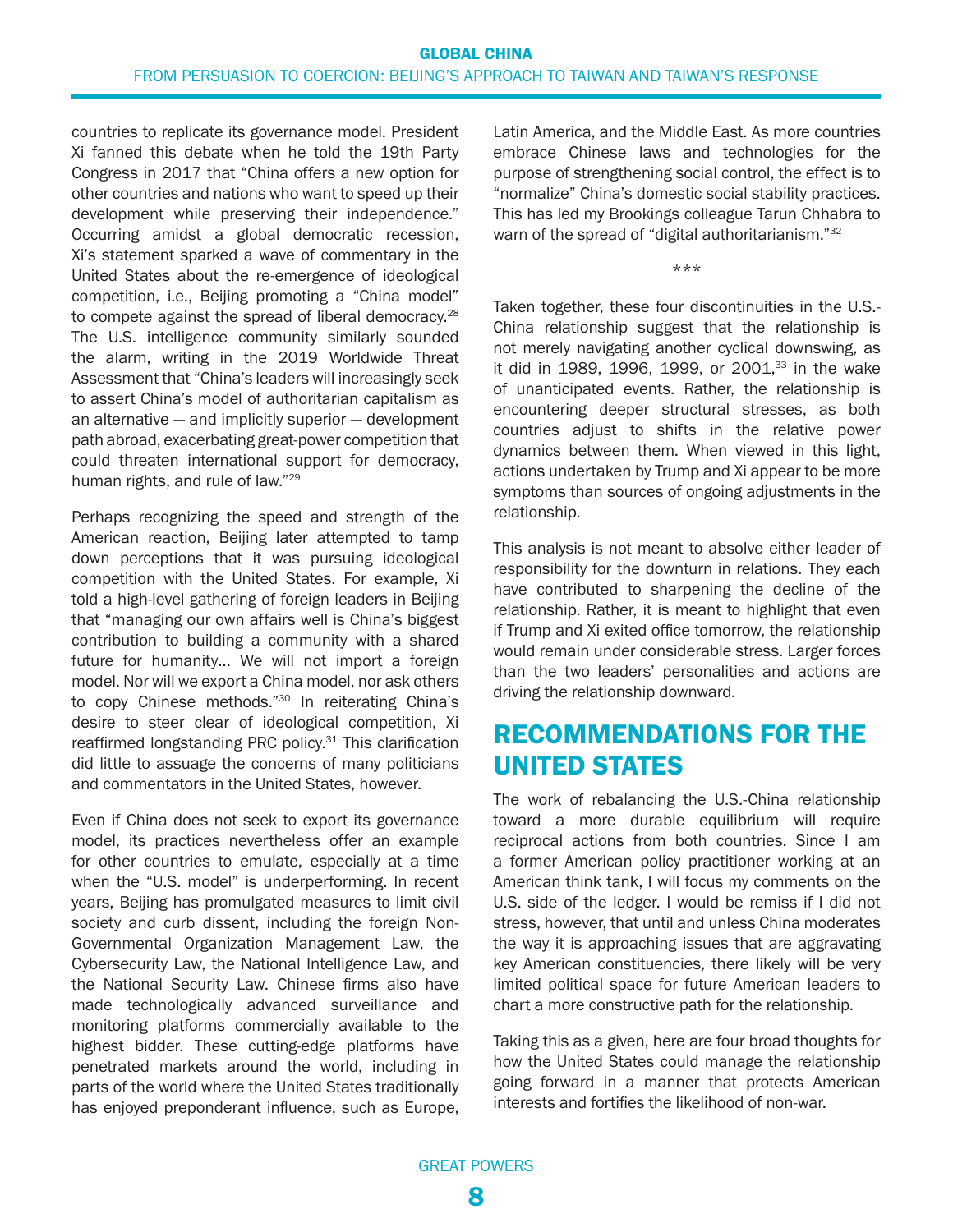countries to replicate its governance model. President Xi fanned this debate when he told the 19th Party Congress in 2017 that "China offers a new option for other countries and nations who want to speed up their development while preserving their independence." Occurring amidst a global democratic recession, Xi's statement sparked a wave of commentary in the United States about the re-emergence of ideological competition, i.e., Beijing promoting a "China model" to compete against the spread of liberal democracy.[28] The U.S. intelligence community similarly sounded the alarm, writing in the 2019 Worldwide Threat Assessment that "China's leaders will increasingly seek to assert China's model of authoritarian capitalism as an alternative — and implicitly superior — development path abroad, exacerbating great-power competition that could threaten international support for democracy, human rights, and rule of law."[29]

Perhaps recognizing the speed and strength of the American reaction, Beijing later attempted to tamp down perceptions that it was pursuing ideological competition with the United States. For example, Xi told a high-level gathering of foreign leaders in Beijing that "managing our own affairs well is China's biggest contribution to building a community with a shared future for humanity… We will not import a foreign model. Nor will we export a China model, nor ask others to copy Chinese methods."[30] In reiterating China's desire to steer clear of ideological competition, Xi reaffirmed longstanding PRC policy.[31] This clarification did little to assuage the concerns of many politicians and commentators in the United States, however.

Even if China does not seek to export its governance model, its practices nevertheless offer an example for other countries to emulate, especially at a time when the "U.S. model" is underperforming. In recent years, Beijing has promulgated measures to limit civil society and curb dissent, including the foreign Non-Governmental Organization Management Law, the Cybersecurity Law, the National Intelligence Law, and the National Security Law. Chinese firms also have made technologically advanced surveillance and monitoring platforms commercially available to the highest bidder. These cutting-edge platforms have penetrated markets around the world, including in parts of the world where the United States traditionally has enjoyed preponderant influence, such as Europe, Latin America, and the Middle East. As more countries embrace Chinese laws and technologies for the purpose of strengthening social control, the effect is to "normalize" China's domestic social stability practices. This has led my Brookings colleague Tarun Chhabra to warn of the spread of "digital authoritarianism."[32]

***

Taken together, these four discontinuities in the U.S.-China relationship suggest that the relationship is not merely navigating another cyclical downswing, as it did in 1989, 1996, 1999, or 2001,[33] in the wake of unanticipated events. Rather, the relationship is encountering deeper structural stresses, as both countries adjust to shifts in the relative power dynamics between them. When viewed in this light, actions undertaken by Trump and Xi appear to be more symptoms than sources of ongoing adjustments in the relationship.

This analysis is not meant to absolve either leader of responsibility for the downturn in relations. They each have contributed to sharpening the decline of the relationship. Rather, it is meant to highlight that even if Trump and Xi exited office tomorrow, the relationship would remain under considerable stress. Larger forces than the two leaders' personalities and actions are driving the relationship downward.

## RECOMMENDATIONS FOR THE UNITED STATES

The work of rebalancing the U.S.-China relationship toward a more durable equilibrium will require reciprocal actions from both countries. Since I am a former American policy practitioner working at an American think tank, I will focus my comments on the U.S. side of the ledger. I would be remiss if I did not stress, however, that until and unless China moderates the way it is approaching issues that are aggravating key American constituencies, there likely will be very limited political space for future American leaders to chart a more constructive path for the relationship.

Taking this as a given, here are four broad thoughts for how the United States could manage the relationship going forward in a manner that protects American interests and fortifies the likelihood of non-war.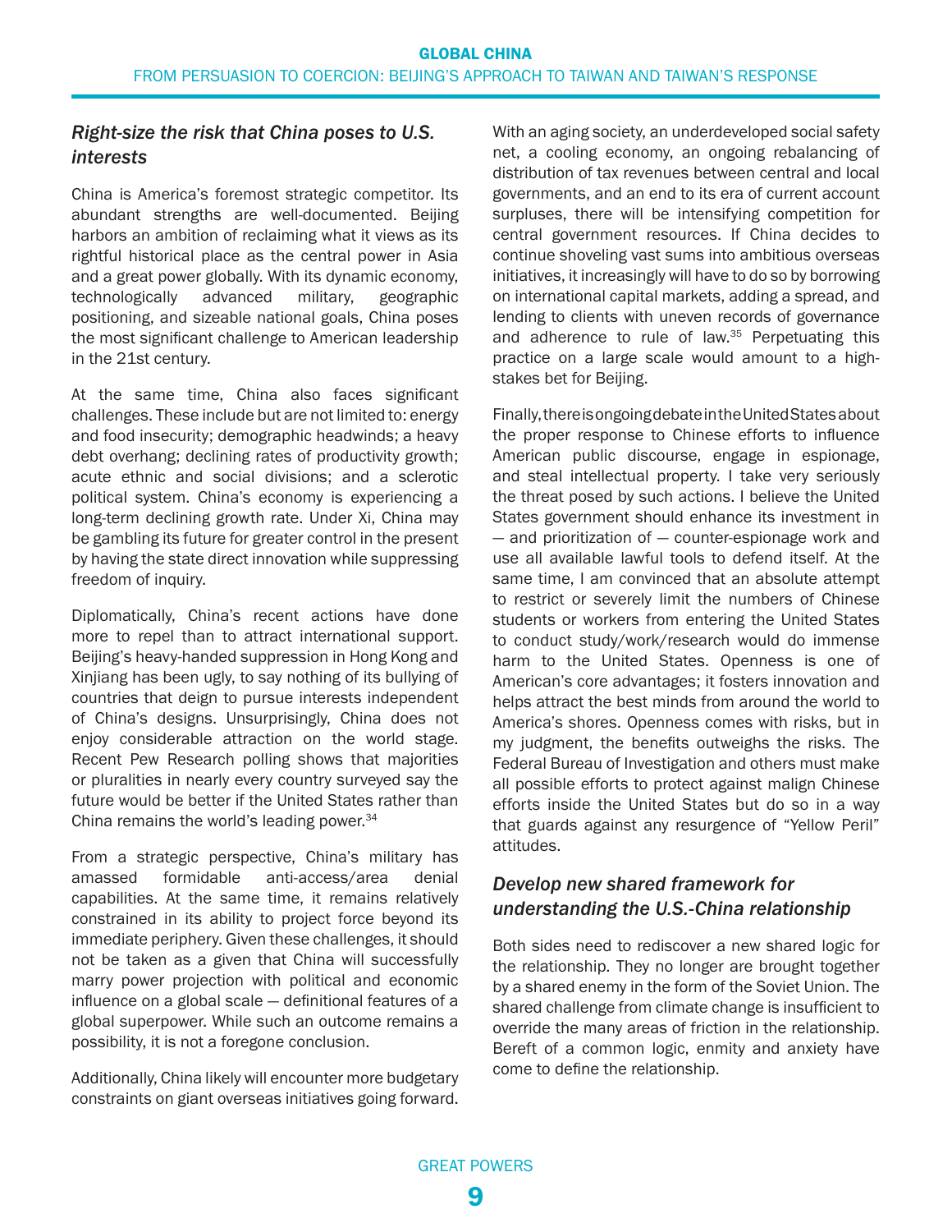### *Right-size the risk that China poses to U.S. interests*

China is America's foremost strategic competitor. Its abundant strengths are well-documented. Beijing harbors an ambition of reclaiming what it views as its rightful historical place as the central power in Asia and a great power globally. With its dynamic economy, technologically advanced military, geographic positioning, and sizeable national goals, China poses the most significant challenge to American leadership in the 21st century.

At the same time, China also faces significant challenges. These include but are not limited to: energy and food insecurity; demographic headwinds; a heavy debt overhang; declining rates of productivity growth; acute ethnic and social divisions; and a sclerotic political system. China's economy is experiencing a long-term declining growth rate. Under Xi, China may be gambling its future for greater control in the present by having the state direct innovation while suppressing freedom of inquiry.

Diplomatically, China's recent actions have done more to repel than to attract international support. Beijing's heavy-handed suppression in Hong Kong and Xinjiang has been ugly, to say nothing of its bullying of countries that deign to pursue interests independent of China's designs. Unsurprisingly, China does not enjoy considerable attraction on the world stage. Recent Pew Research polling shows that majorities or pluralities in nearly every country surveyed say the future would be better if the United States rather than China remains the world's leading power.[34]

From a strategic perspective, China's military has amassed formidable anti-access/area denial capabilities. At the same time, it remains relatively constrained in its ability to project force beyond its immediate periphery. Given these challenges, it should not be taken as a given that China will successfully marry power projection with political and economic influence on a global scale — definitional features of a global superpower. While such an outcome remains a possibility, it is not a foregone conclusion.

Additionally, China likely will encounter more budgetary constraints on giant overseas initiatives going forward. With an aging society, an underdeveloped social safety net, a cooling economy, an ongoing rebalancing of distribution of tax revenues between central and local governments, and an end to its era of current account surpluses, there will be intensifying competition for central government resources. If China decides to continue shoveling vast sums into ambitious overseas initiatives, it increasingly will have to do so by borrowing on international capital markets, adding a spread, and lending to clients with uneven records of governance and adherence to rule of law.[35] Perpetuating this practice on a large scale would amount to a high-stakes bet for Beijing.

Finally, there is ongoing debate in the United States about the proper response to Chinese efforts to influence American public discourse, engage in espionage, and steal intellectual property. I take very seriously the threat posed by such actions. I believe the United States government should enhance its investment in — and prioritization of — counter-espionage work and use all available lawful tools to defend itself. At the same time, I am convinced that an absolute attempt to restrict or severely limit the numbers of Chinese students or workers from entering the United States to conduct study/work/research would do immense harm to the United States. Openness is one of American's core advantages; it fosters innovation and helps attract the best minds from around the world to America's shores. Openness comes with risks, but in my judgment, the benefits outweighs the risks. The Federal Bureau of Investigation and others must make all possible efforts to protect against malign Chinese efforts inside the United States but do so in a way that guards against any resurgence of "Yellow Peril" attitudes.

### *Develop new shared framework for understanding the U.S.-China relationship*

Both sides need to rediscover a new shared logic for the relationship. They no longer are brought together by a shared enemy in the form of the Soviet Union. The shared challenge from climate change is insufficient to override the many areas of friction in the relationship. Bereft of a common logic, enmity and anxiety have come to define the relationship.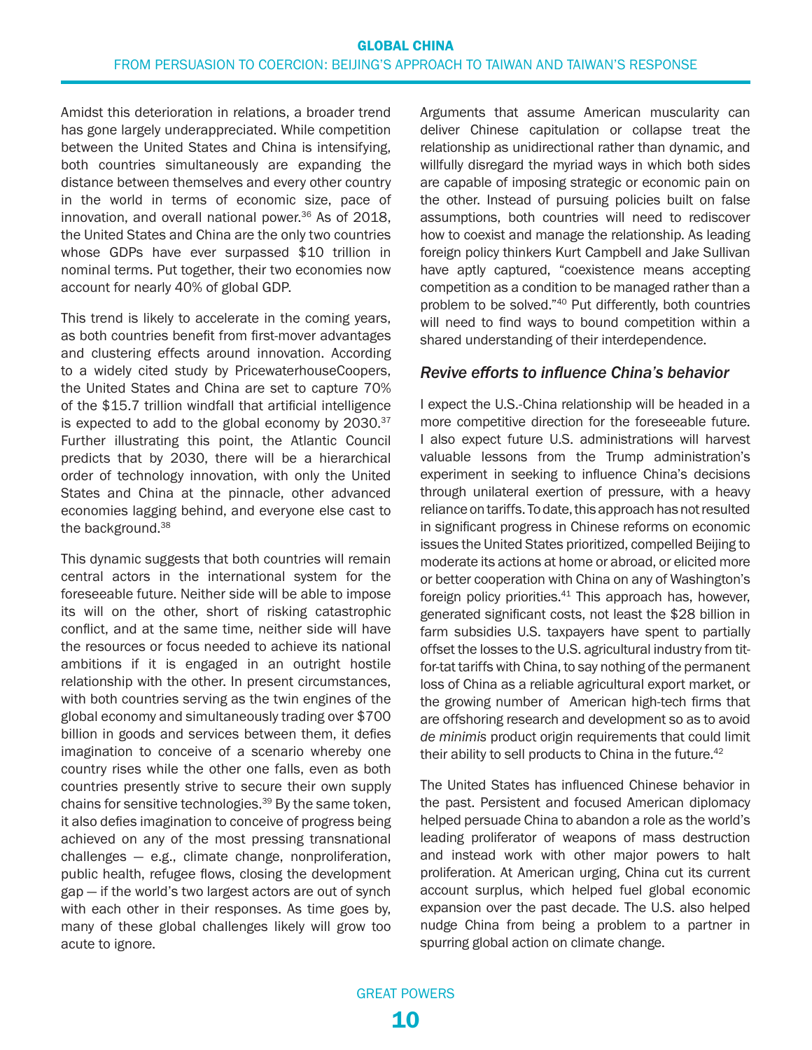Amidst this deterioration in relations, a broader trend has gone largely underappreciated. While competition between the United States and China is intensifying, both countries simultaneously are expanding the distance between themselves and every other country in the world in terms of economic size, pace of innovation, and overall national power.[36] As of 2018, the United States and China are the only two countries whose GDPs have ever surpassed $10 trillion in nominal terms. Put together, their two economies now account for nearly 40% of global GDP.

This trend is likely to accelerate in the coming years, as both countries benefit from first-mover advantages and clustering effects around innovation. According to a widely cited study by PricewaterhouseCoopers, the United States and China are set to capture 70% of the $15.7 trillion windfall that artificial intelligence is expected to add to the global economy by 2030.[37] Further illustrating this point, the Atlantic Council predicts that by 2030, there will be a hierarchical order of technology innovation, with only the United States and China at the pinnacle, other advanced economies lagging behind, and everyone else cast to the background.[38]

This dynamic suggests that both countries will remain central actors in the international system for the foreseeable future. Neither side will be able to impose its will on the other, short of risking catastrophic conflict, and at the same time, neither side will have the resources or focus needed to achieve its national ambitions if it is engaged in an outright hostile relationship with the other. In present circumstances, with both countries serving as the twin engines of the global economy and simultaneously trading over $700 billion in goods and services between them, it defies imagination to conceive of a scenario whereby one country rises while the other one falls, even as both countries presently strive to secure their own supply chains for sensitive technologies.[39] By the same token, it also defies imagination to conceive of progress being achieved on any of the most pressing transnational challenges — e.g., climate change, nonproliferation, public health, refugee flows, closing the development gap — if the world's two largest actors are out of synch with each other in their responses. As time goes by, many of these global challenges likely will grow too acute to ignore.

Arguments that assume American muscularity can deliver Chinese capitulation or collapse treat the relationship as unidirectional rather than dynamic, and willfully disregard the myriad ways in which both sides are capable of imposing strategic or economic pain on the other. Instead of pursuing policies built on false assumptions, both countries will need to rediscover how to coexist and manage the relationship. As leading foreign policy thinkers Kurt Campbell and Jake Sullivan have aptly captured, "coexistence means accepting competition as a condition to be managed rather than a problem to be solved."[40] Put differently, both countries will need to find ways to bound competition within a shared understanding of their interdependence.

### *Revive efforts to influence China's behavior*

I expect the U.S.-China relationship will be headed in a more competitive direction for the foreseeable future. I also expect future U.S. administrations will harvest valuable lessons from the Trump administration's experiment in seeking to influence China's decisions through unilateral exertion of pressure, with a heavy reliance on tariffs. To date, this approach has not resulted in significant progress in Chinese reforms on economic issues the United States prioritized, compelled Beijing to moderate its actions at home or abroad, or elicited more or better cooperation with China on any of Washington's foreign policy priorities.[41] This approach has, however, generated significant costs, not least the $28 billion in farm subsidies U.S. taxpayers have spent to partially offset the losses to the U.S. agricultural industry from tit-for-tat tariffs with China, to say nothing of the permanent loss of China as a reliable agricultural export market, or the growing number of American high-tech firms that are offshoring research and development so as to avoid *de minimis* product origin requirements that could limit their ability to sell products to China in the future.[42]

The United States has influenced Chinese behavior in the past. Persistent and focused American diplomacy helped persuade China to abandon a role as the world's leading proliferator of weapons of mass destruction and instead work with other major powers to halt proliferation. At American urging, China cut its current account surplus, which helped fuel global economic expansion over the past decade. The U.S. also helped nudge China from being a problem to a partner in spurring global action on climate change.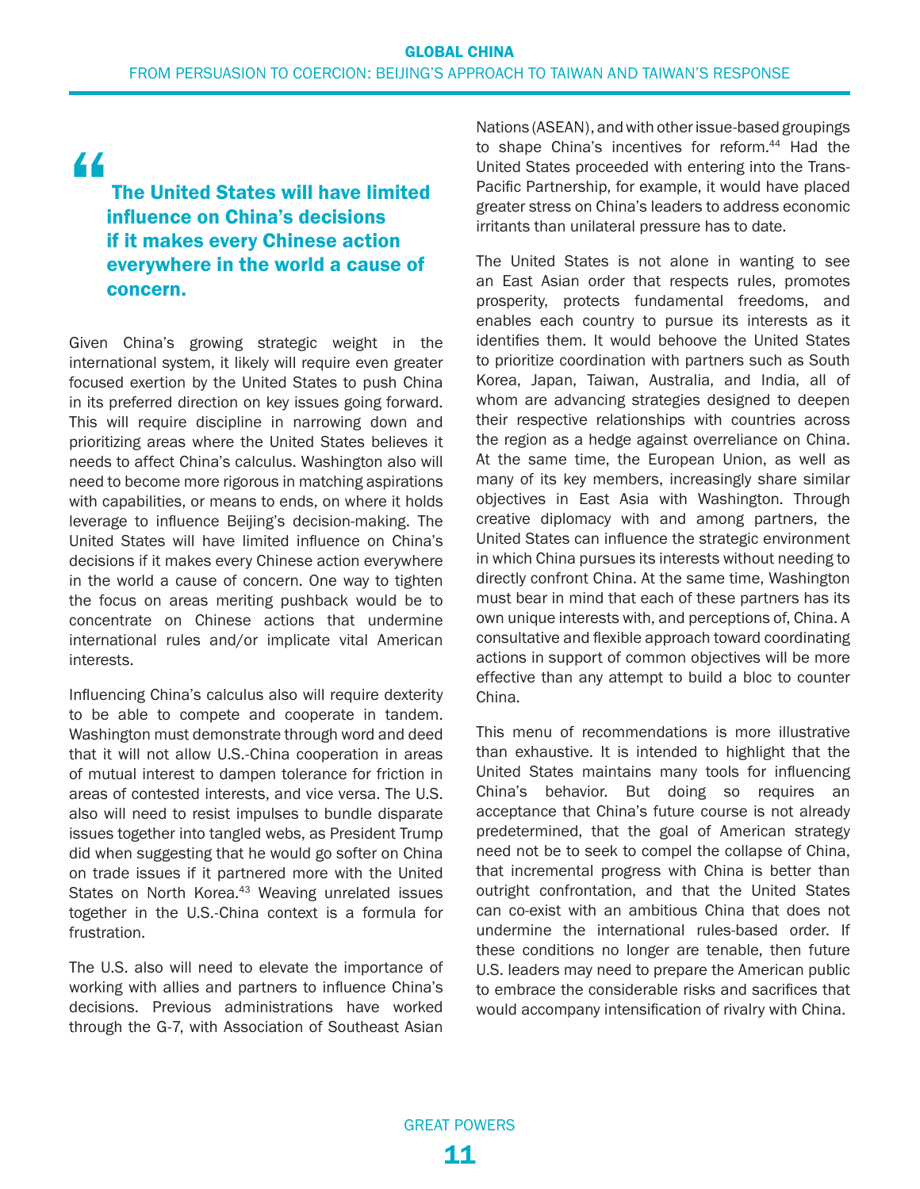> The United States will have limited influence on China's decisions if it makes every Chinese action everywhere in the world a cause of concern.

Given China's growing strategic weight in the international system, it likely will require even greater focused exertion by the United States to push China in its preferred direction on key issues going forward. This will require discipline in narrowing down and prioritizing areas where the United States believes it needs to affect China's calculus. Washington also will need to become more rigorous in matching aspirations with capabilities, or means to ends, on where it holds leverage to influence Beijing's decision-making. The United States will have limited influence on China's decisions if it makes every Chinese action everywhere in the world a cause of concern. One way to tighten the focus on areas meriting pushback would be to concentrate on Chinese actions that undermine international rules and/or implicate vital American interests.

Influencing China's calculus also will require dexterity to be able to compete and cooperate in tandem. Washington must demonstrate through word and deed that it will not allow U.S.-China cooperation in areas of mutual interest to dampen tolerance for friction in areas of contested interests, and vice versa. The U.S. also will need to resist impulses to bundle disparate issues together into tangled webs, as President Trump did when suggesting that he would go softer on China on trade issues if it partnered more with the United States on North Korea.[43] Weaving unrelated issues together in the U.S.-China context is a formula for frustration.

The U.S. also will need to elevate the importance of working with allies and partners to influence China's decisions. Previous administrations have worked through the G-7, with Association of Southeast Asian Nations (ASEAN), and with other issue-based groupings to shape China's incentives for reform.[44] Had the United States proceeded with entering into the Trans-Pacific Partnership, for example, it would have placed greater stress on China's leaders to address economic irritants than unilateral pressure has to date.

The United States is not alone in wanting to see an East Asian order that respects rules, promotes prosperity, protects fundamental freedoms, and enables each country to pursue its interests as it identifies them. It would behoove the United States to prioritize coordination with partners such as South Korea, Japan, Taiwan, Australia, and India, all of whom are advancing strategies designed to deepen their respective relationships with countries across the region as a hedge against overreliance on China. At the same time, the European Union, as well as many of its key members, increasingly share similar objectives in East Asia with Washington. Through creative diplomacy with and among partners, the United States can influence the strategic environment in which China pursues its interests without needing to directly confront China. At the same time, Washington must bear in mind that each of these partners has its own unique interests with, and perceptions of, China. A consultative and flexible approach toward coordinating actions in support of common objectives will be more effective than any attempt to build a bloc to counter China.

This menu of recommendations is more illustrative than exhaustive. It is intended to highlight that the United States maintains many tools for influencing China's behavior. But doing so requires an acceptance that China's future course is not already predetermined, that the goal of American strategy need not be to seek to compel the collapse of China, that incremental progress with China is better than outright confrontation, and that the United States can co-exist with an ambitious China that does not undermine the international rules-based order. If these conditions no longer are tenable, then future U.S. leaders may need to prepare the American public to embrace the considerable risks and sacrifices that would accompany intensification of rivalry with China.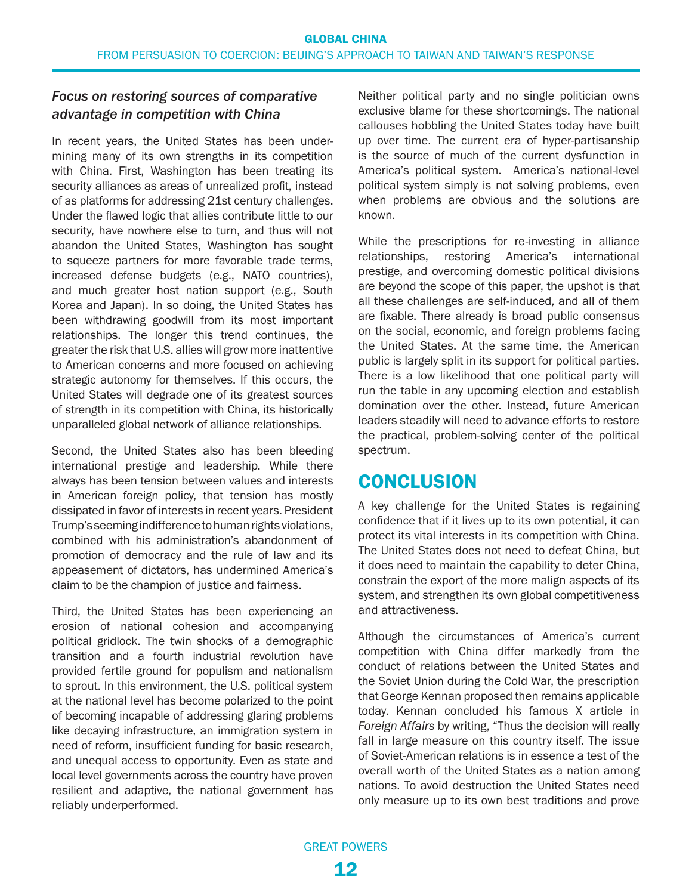### *Focus on restoring sources of comparative advantage in competition with China*

In recent years, the United States has been undermining many of its own strengths in its competition with China. First, Washington has been treating its security alliances as areas of unrealized profit, instead of as platforms for addressing 21st century challenges. Under the flawed logic that allies contribute little to our security, have nowhere else to turn, and thus will not abandon the United States, Washington has sought to squeeze partners for more favorable trade terms, increased defense budgets (e.g., NATO countries), and much greater host nation support (e.g., South Korea and Japan). In so doing, the United States has been withdrawing goodwill from its most important relationships. The longer this trend continues, the greater the risk that U.S. allies will grow more inattentive to American concerns and more focused on achieving strategic autonomy for themselves. If this occurs, the United States will degrade one of its greatest sources of strength in its competition with China, its historically unparalleled global network of alliance relationships.

Second, the United States also has been bleeding international prestige and leadership. While there always has been tension between values and interests in American foreign policy, that tension has mostly dissipated in favor of interests in recent years. President Trump's seeming indifference to human rights violations, combined with his administration's abandonment of promotion of democracy and the rule of law and its appeasement of dictators, has undermined America's claim to be the champion of justice and fairness.

Third, the United States has been experiencing an erosion of national cohesion and accompanying political gridlock. The twin shocks of a demographic transition and a fourth industrial revolution have provided fertile ground for populism and nationalism to sprout. In this environment, the U.S. political system at the national level has become polarized to the point of becoming incapable of addressing glaring problems like decaying infrastructure, an immigration system in need of reform, insufficient funding for basic research, and unequal access to opportunity. Even as state and local level governments across the country have proven resilient and adaptive, the national government has reliably underperformed.

Neither political party and no single politician owns exclusive blame for these shortcomings. The national callouses hobbling the United States today have built up over time. The current era of hyper-partisanship is the source of much of the current dysfunction in America's political system. America's national-level political system simply is not solving problems, even when problems are obvious and the solutions are known.

While the prescriptions for re-investing in alliance relationships, restoring America's international prestige, and overcoming domestic political divisions are beyond the scope of this paper, the upshot is that all these challenges are self-induced, and all of them are fixable. There already is broad public consensus on the social, economic, and foreign problems facing the United States. At the same time, the American public is largely split in its support for political parties. There is a low likelihood that one political party will run the table in any upcoming election and establish domination over the other. Instead, future American leaders steadily will need to advance efforts to restore the practical, problem-solving center of the political spectrum.

## CONCLUSION

A key challenge for the United States is regaining confidence that if it lives up to its own potential, it can protect its vital interests in its competition with China. The United States does not need to defeat China, but it does need to maintain the capability to deter China, constrain the export of the more malign aspects of its system, and strengthen its own global competitiveness and attractiveness.

Although the circumstances of America's current competition with China differ markedly from the conduct of relations between the United States and the Soviet Union during the Cold War, the prescription that George Kennan proposed then remains applicable today. Kennan concluded his famous X article in *Foreign Affairs* by writing, "Thus the decision will really fall in large measure on this country itself. The issue of Soviet-American relations is in essence a test of the overall worth of the United States as a nation among nations. To avoid destruction the United States need only measure up to its own best traditions and prove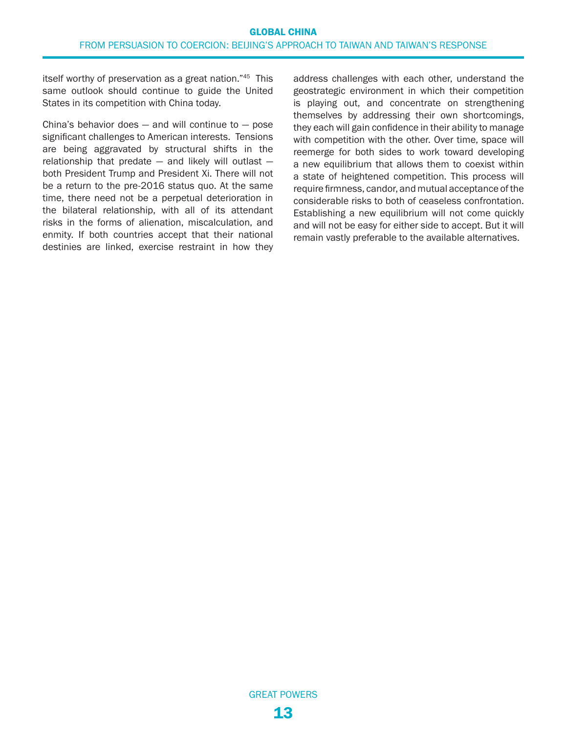itself worthy of preservation as a great nation."[45] This same outlook should continue to guide the United States in its competition with China today.

China's behavior does — and will continue to — pose significant challenges to American interests. Tensions are being aggravated by structural shifts in the relationship that predate — and likely will outlast — both President Trump and President Xi. There will not be a return to the pre-2016 status quo. At the same time, there need not be a perpetual deterioration in the bilateral relationship, with all of its attendant risks in the forms of alienation, miscalculation, and enmity. If both countries accept that their national destinies are linked, exercise restraint in how they address challenges with each other, understand the geostrategic environment in which their competition is playing out, and concentrate on strengthening themselves by addressing their own shortcomings, they each will gain confidence in their ability to manage with competition with the other. Over time, space will reemerge for both sides to work toward developing a new equilibrium that allows them to coexist within a state of heightened competition. This process will require firmness, candor, and mutual acceptance of the considerable risks to both of ceaseless confrontation. Establishing a new equilibrium will not come quickly and will not be easy for either side to accept. But it will remain vastly preferable to the available alternatives.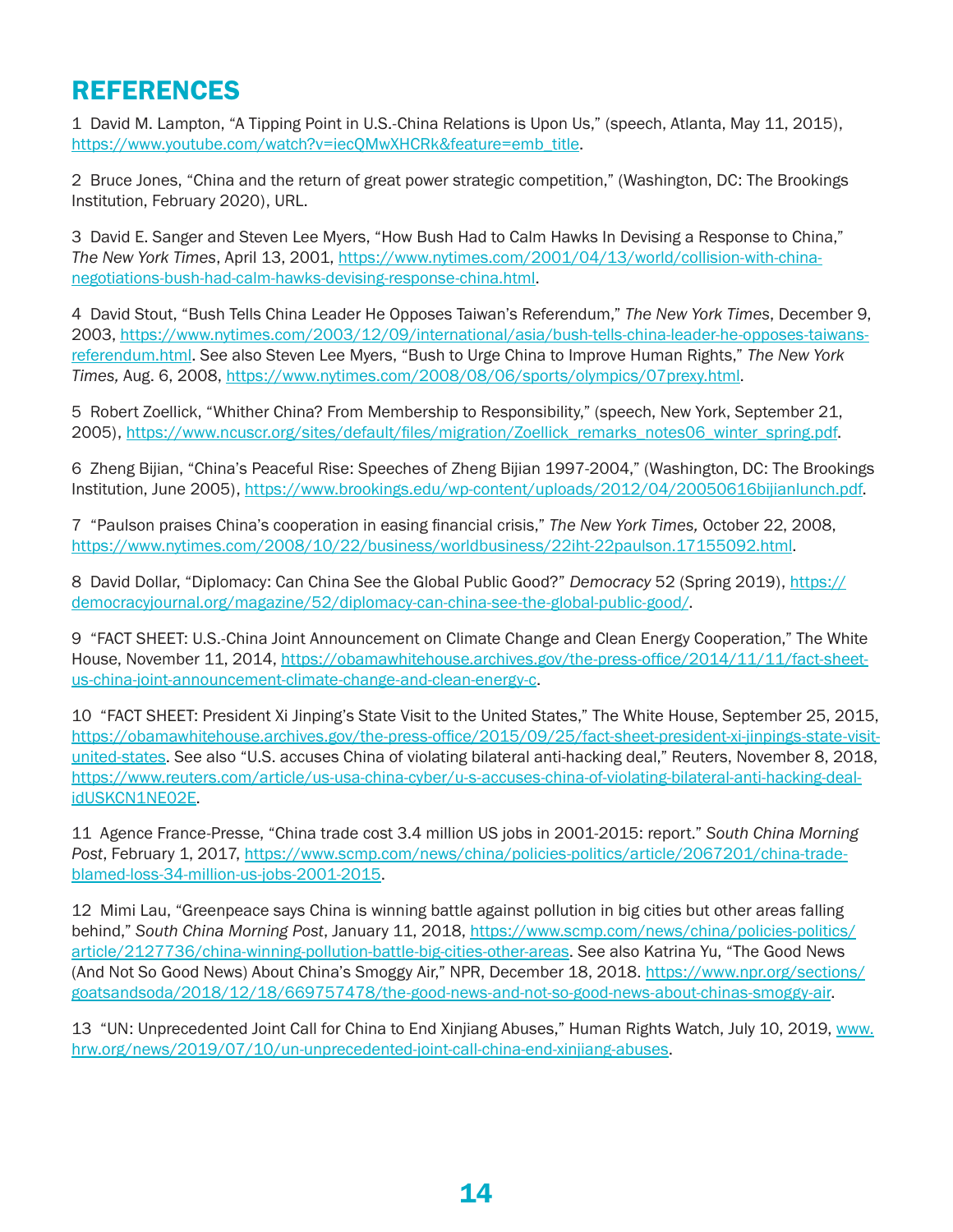# REFERENCES

1 David M. Lampton, "A Tipping Point in U.S.-China Relations is Upon Us," (speech, Atlanta, May 11, 2015), https://www.youtube.com/watch?v=iecQMwXHCRk&feature=emb_title.

2 Bruce Jones, "China and the return of great power strategic competition," (Washington, DC: The Brookings Institution, February 2020), URL.

3 David E. Sanger and Steven Lee Myers, "How Bush Had to Calm Hawks In Devising a Response to China," *The New York Times*, April 13, 2001, https://www.nytimes.com/2001/04/13/world/collision-with-china-negotiations-bush-had-calm-hawks-devising-response-china.html.

4 David Stout, "Bush Tells China Leader He Opposes Taiwan's Referendum," *The New York Times*, December 9, 2003, https://www.nytimes.com/2003/12/09/international/asia/bush-tells-china-leader-he-opposes-taiwans-referendum.html. See also Steven Lee Myers, "Bush to Urge China to Improve Human Rights," *The New York Times,* Aug. 6, 2008, https://www.nytimes.com/2008/08/06/sports/olympics/07prexy.html.

5 Robert Zoellick, "Whither China? From Membership to Responsibility," (speech, New York, September 21, 2005), https://www.ncuscr.org/sites/default/files/migration/Zoellick_remarks_notes06_winter_spring.pdf.

6 Zheng Bijian, "China's Peaceful Rise: Speeches of Zheng Bijian 1997-2004," (Washington, DC: The Brookings Institution, June 2005), https://www.brookings.edu/wp-content/uploads/2012/04/20050616bijianlunch.pdf.

7 "Paulson praises China's cooperation in easing financial crisis," *The New York Times,* October 22, 2008, https://www.nytimes.com/2008/10/22/business/worldbusiness/22iht-22paulson.17155092.html.

8 David Dollar, "Diplomacy: Can China See the Global Public Good?" *Democracy* 52 (Spring 2019), https://democracyjournal.org/magazine/52/diplomacy-can-china-see-the-global-public-good/.

9 "FACT SHEET: U.S.-China Joint Announcement on Climate Change and Clean Energy Cooperation," The White House, November 11, 2014, https://obamawhitehouse.archives.gov/the-press-office/2014/11/11/fact-sheet-us-china-joint-announcement-climate-change-and-clean-energy-c.

10 "FACT SHEET: President Xi Jinping's State Visit to the United States," The White House, September 25, 2015, https://obamawhitehouse.archives.gov/the-press-office/2015/09/25/fact-sheet-president-xi-jinpings-state-visit-united-states. See also "U.S. accuses China of violating bilateral anti-hacking deal," Reuters, November 8, 2018, https://www.reuters.com/article/us-usa-china-cyber/u-s-accuses-china-of-violating-bilateral-anti-hacking-deal-idUSKCN1NE02E.

11 Agence France-Presse, "China trade cost 3.4 million US jobs in 2001-2015: report." *South China Morning Post*, February 1, 2017, https://www.scmp.com/news/china/policies-politics/article/2067201/china-trade-blamed-loss-34-million-us-jobs-2001-2015.

12 Mimi Lau, "Greenpeace says China is winning battle against pollution in big cities but other areas falling behind," *South China Morning Post*, January 11, 2018, https://www.scmp.com/news/china/policies-politics/article/2127736/china-winning-pollution-battle-big-cities-other-areas. See also Katrina Yu, "The Good News (And Not So Good News) About China's Smoggy Air," NPR, December 18, 2018. https://www.npr.org/sections/goatsandsoda/2018/12/18/669757478/the-good-news-and-not-so-good-news-about-chinas-smoggy-air.

13 "UN: Unprecedented Joint Call for China to End Xinjiang Abuses," Human Rights Watch, July 10, 2019, www.hrw.org/news/2019/07/10/un-unprecedented-joint-call-china-end-xinjiang-abuses.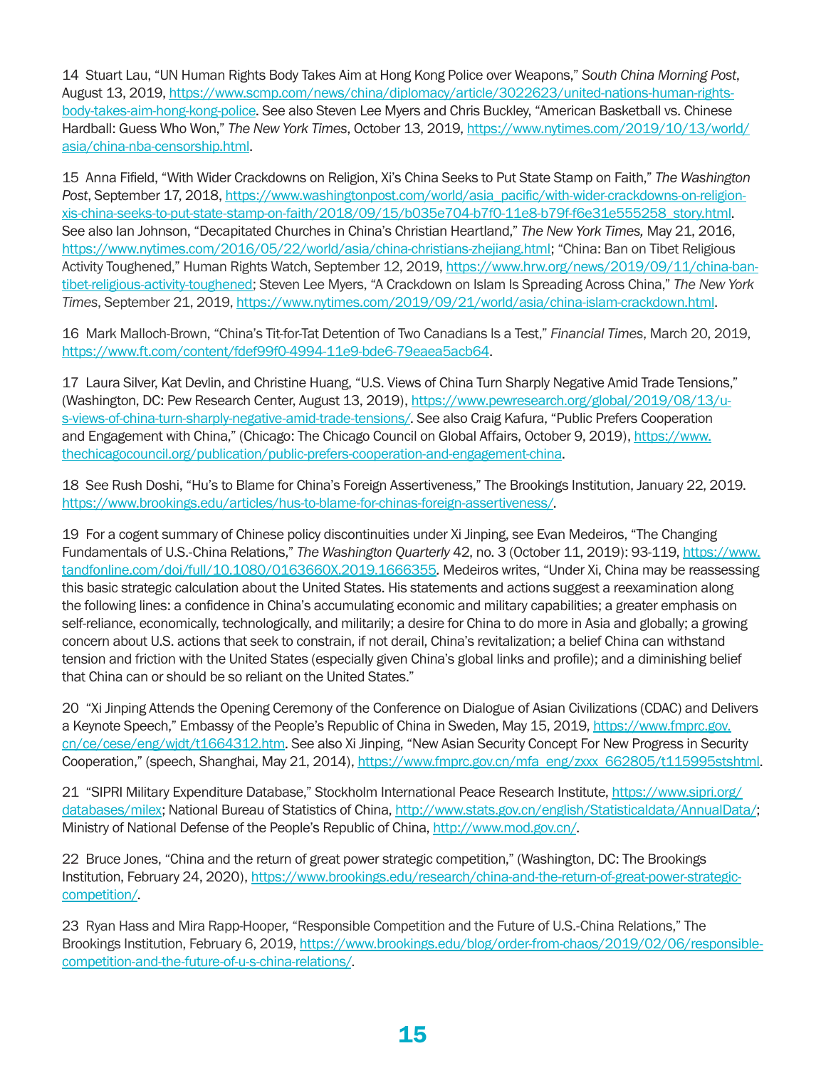14 Stuart Lau, "UN Human Rights Body Takes Aim at Hong Kong Police over Weapons," *South China Morning Post*, August 13, 2019, https://www.scmp.com/news/china/diplomacy/article/3022623/united-nations-human-rights-body-takes-aim-hong-kong-police. See also Steven Lee Myers and Chris Buckley, "American Basketball vs. Chinese Hardball: Guess Who Won," *The New York Times*, October 13, 2019, https://www.nytimes.com/2019/10/13/world/asia/china-nba-censorship.html.

15 Anna Fifield, "With Wider Crackdowns on Religion, Xi's China Seeks to Put State Stamp on Faith," *The Washington Post*, September 17, 2018, https://www.washingtonpost.com/world/asia_pacific/with-wider-crackdowns-on-religion-xis-china-seeks-to-put-state-stamp-on-faith/2018/09/15/b035e704-b7f0-11e8-b79f-f6e31e555258_story.html. See also Ian Johnson, "Decapitated Churches in China's Christian Heartland," *The New York Times,* May 21, 2016, https://www.nytimes.com/2016/05/22/world/asia/china-christians-zhejiang.html; "China: Ban on Tibet Religious Activity Toughened," Human Rights Watch, September 12, 2019, https://www.hrw.org/news/2019/09/11/china-ban-tibet-religious-activity-toughened; Steven Lee Myers, "A Crackdown on Islam Is Spreading Across China," *The New York Times*, September 21, 2019, https://www.nytimes.com/2019/09/21/world/asia/china-islam-crackdown.html.

16 Mark Malloch-Brown, "China's Tit-for-Tat Detention of Two Canadians Is a Test," *Financial Times*, March 20, 2019, https://www.ft.com/content/fdef99f0-4994-11e9-bde6-79eaea5acb64.

17 Laura Silver, Kat Devlin, and Christine Huang, "U.S. Views of China Turn Sharply Negative Amid Trade Tensions," (Washington, DC: Pew Research Center, August 13, 2019), https://www.pewresearch.org/global/2019/08/13/u-s-views-of-china-turn-sharply-negative-amid-trade-tensions/. See also Craig Kafura, "Public Prefers Cooperation and Engagement with China," (Chicago: The Chicago Council on Global Affairs, October 9, 2019), https://www.thechicagocouncil.org/publication/public-prefers-cooperation-and-engagement-china.

18 See Rush Doshi, "Hu's to Blame for China's Foreign Assertiveness," The Brookings Institution, January 22, 2019. https://www.brookings.edu/articles/hus-to-blame-for-chinas-foreign-assertiveness/.

19 For a cogent summary of Chinese policy discontinuities under Xi Jinping, see Evan Medeiros, "The Changing Fundamentals of U.S.-China Relations," *The Washington Quarterly* 42, no. 3 (October 11, 2019): 93-119, https://www.tandfonline.com/doi/full/10.1080/0163660X.2019.1666355. Medeiros writes, "Under Xi, China may be reassessing this basic strategic calculation about the United States. His statements and actions suggest a reexamination along the following lines: a confidence in China's accumulating economic and military capabilities; a greater emphasis on self-reliance, economically, technologically, and militarily; a desire for China to do more in Asia and globally; a growing concern about U.S. actions that seek to constrain, if not derail, China's revitalization; a belief China can withstand tension and friction with the United States (especially given China's global links and profile); and a diminishing belief that China can or should be so reliant on the United States."

20 "Xi Jinping Attends the Opening Ceremony of the Conference on Dialogue of Asian Civilizations (CDAC) and Delivers a Keynote Speech," Embassy of the People's Republic of China in Sweden, May 15, 2019, https://www.fmprc.gov.cn/ce/cese/eng/wjdt/t1664312.htm. See also Xi Jinping, "New Asian Security Concept For New Progress in Security Cooperation," (speech, Shanghai, May 21, 2014), https://www.fmprc.gov.cn/mfa_eng/zxxx_662805/t115995stshtml.

21 "SIPRI Military Expenditure Database," Stockholm International Peace Research Institute, https://www.sipri.org/databases/milex; National Bureau of Statistics of China, http://www.stats.gov.cn/english/Statisticaldata/AnnualData/; Ministry of National Defense of the People's Republic of China, http://www.mod.gov.cn/.

22 Bruce Jones, "China and the return of great power strategic competition," (Washington, DC: The Brookings Institution, February 24, 2020), https://www.brookings.edu/research/china-and-the-return-of-great-power-strategic-competition/.

23 Ryan Hass and Mira Rapp-Hooper, "Responsible Competition and the Future of U.S.-China Relations," The Brookings Institution, February 6, 2019, https://www.brookings.edu/blog/order-from-chaos/2019/02/06/responsible-competition-and-the-future-of-u-s-china-relations/.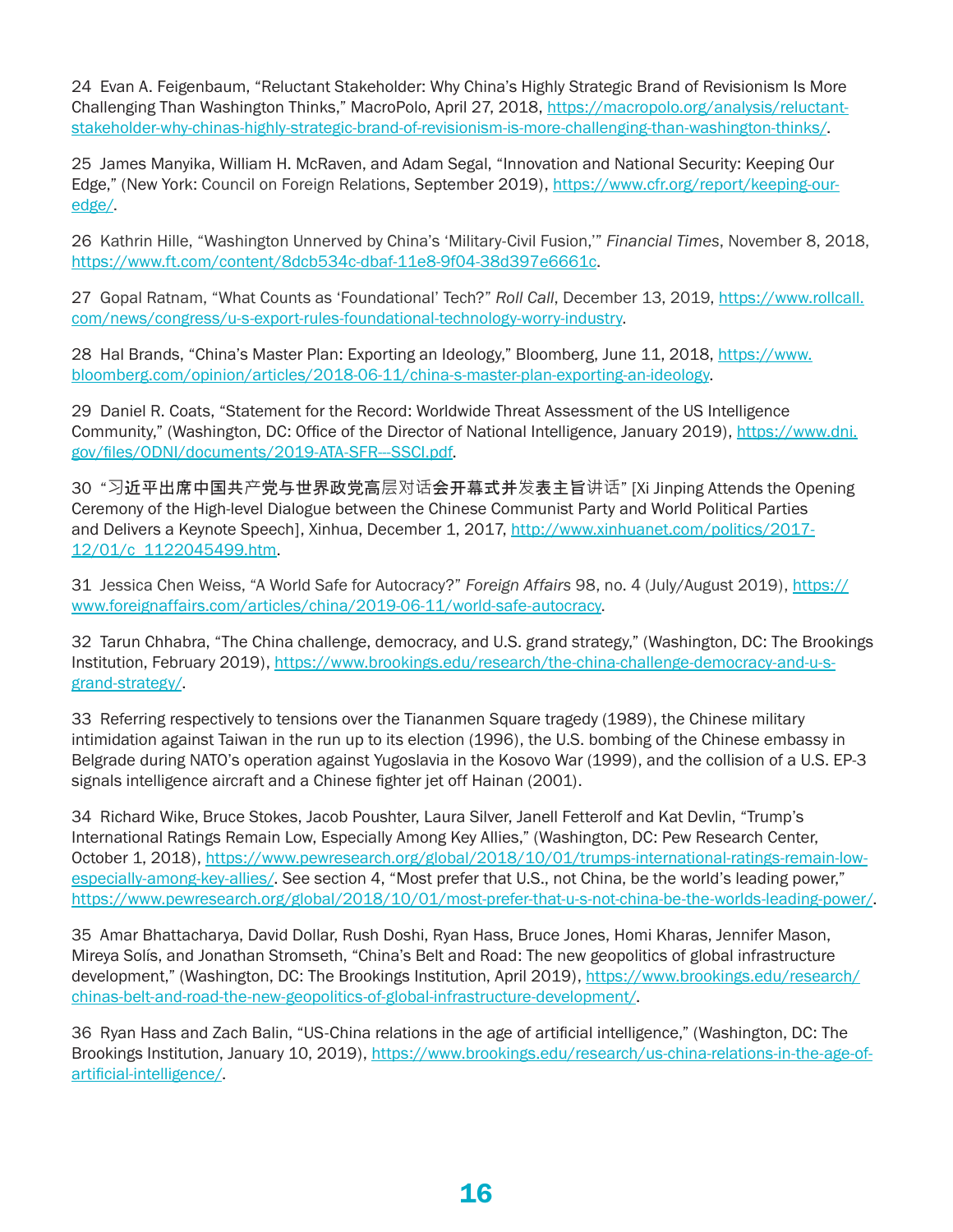24 Evan A. Feigenbaum, “Reluctant Stakeholder: Why China’s Highly Strategic Brand of Revisionism Is More Challenging Than Washington Thinks,” MacroPolo, April 27, 2018, https://macropolo.org/analysis/reluctant-stakeholder-why-chinas-highly-strategic-brand-of-revisionism-is-more-challenging-than-washington-thinks/.

25 James Manyika, William H. McRaven, and Adam Segal, “Innovation and National Security: Keeping Our Edge,” (New York: Council on Foreign Relations, September 2019), https://www.cfr.org/report/keeping-our-edge/.

26 Kathrin Hille, “Washington Unnerved by China’s ‘Military-Civil Fusion,’” *Financial Times*, November 8, 2018, https://www.ft.com/content/8dcb534c-dbaf-11e8-9f04-38d397e6661c.

27 Gopal Ratnam, “What Counts as ‘Foundational’ Tech?” *Roll Call*, December 13, 2019, https://www.rollcall.com/news/congress/u-s-export-rules-foundational-technology-worry-industry.

28 Hal Brands, “China’s Master Plan: Exporting an Ideology,” Bloomberg, June 11, 2018, https://www.bloomberg.com/opinion/articles/2018-06-11/china-s-master-plan-exporting-an-ideology.

29 Daniel R. Coats, “Statement for the Record: Worldwide Threat Assessment of the US Intelligence Community,” (Washington, DC: Office of the Director of National Intelligence, January 2019), https://www.dni.gov/files/ODNI/documents/2019-ATA-SFR---SSCI.pdf.

30 “习近平出席中国共产党与世界政党高层对话会开幕式并发表主旨讲话” [Xi Jinping Attends the Opening Ceremony of the High-level Dialogue between the Chinese Communist Party and World Political Parties and Delivers a Keynote Speech], Xinhua, December 1, 2017, http://www.xinhuanet.com/politics/2017-12/01/c_1122045499.htm.

31 Jessica Chen Weiss, “A World Safe for Autocracy?” *Foreign Affairs* 98, no. 4 (July/August 2019), https://www.foreignaffairs.com/articles/china/2019-06-11/world-safe-autocracy.

32 Tarun Chhabra, “The China challenge, democracy, and U.S. grand strategy,” (Washington, DC: The Brookings Institution, February 2019), https://www.brookings.edu/research/the-china-challenge-democracy-and-u-s-grand-strategy/.

33 Referring respectively to tensions over the Tiananmen Square tragedy (1989), the Chinese military intimidation against Taiwan in the run up to its election (1996), the U.S. bombing of the Chinese embassy in Belgrade during NATO’s operation against Yugoslavia in the Kosovo War (1999), and the collision of a U.S. EP-3 signals intelligence aircraft and a Chinese fighter jet off Hainan (2001).

34 Richard Wike, Bruce Stokes, Jacob Poushter, Laura Silver, Janell Fetterolf and Kat Devlin, “Trump’s International Ratings Remain Low, Especially Among Key Allies,” (Washington, DC: Pew Research Center, October 1, 2018), https://www.pewresearch.org/global/2018/10/01/trumps-international-ratings-remain-low-especially-among-key-allies/. See section 4, “Most prefer that U.S., not China, be the world’s leading power,” https://www.pewresearch.org/global/2018/10/01/most-prefer-that-u-s-not-china-be-the-worlds-leading-power/.

35 Amar Bhattacharya, David Dollar, Rush Doshi, Ryan Hass, Bruce Jones, Homi Kharas, Jennifer Mason, Mireya Solís, and Jonathan Stromseth, “China’s Belt and Road: The new geopolitics of global infrastructure development,” (Washington, DC: The Brookings Institution, April 2019), https://www.brookings.edu/research/chinas-belt-and-road-the-new-geopolitics-of-global-infrastructure-development/.

36 Ryan Hass and Zach Balin, “US-China relations in the age of artificial intelligence,” (Washington, DC: The Brookings Institution, January 10, 2019), https://www.brookings.edu/research/us-china-relations-in-the-age-of-artificial-intelligence/.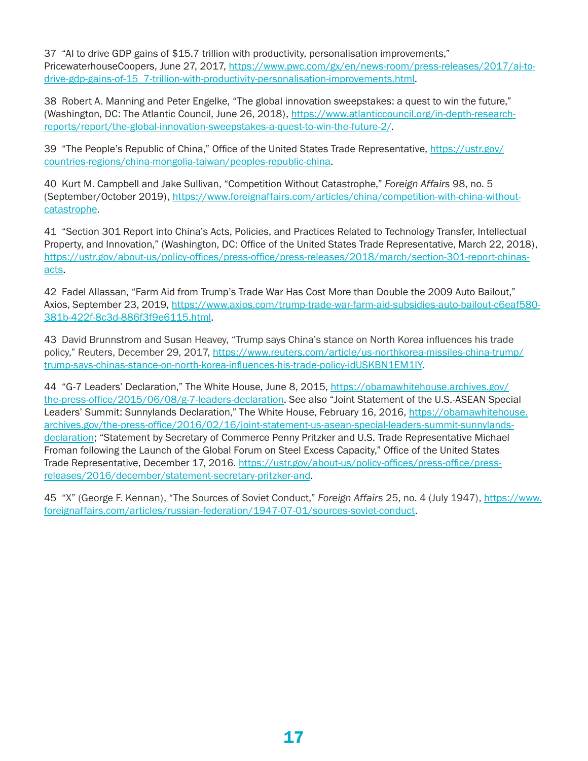37 “AI to drive GDP gains of $15.7 trillion with productivity, personalisation improvements,” PricewaterhouseCoopers, June 27, 2017, https://www.pwc.com/gx/en/news-room/press-releases/2017/ai-to-drive-gdp-gains-of-15_7-trillion-with-productivity-personalisation-improvements.html.

38 Robert A. Manning and Peter Engelke, “The global innovation sweepstakes: a quest to win the future,” (Washington, DC: The Atlantic Council, June 26, 2018), https://www.atlanticcouncil.org/in-depth-research-reports/report/the-global-innovation-sweepstakes-a-quest-to-win-the-future-2/.

39 “The People’s Republic of China,” Office of the United States Trade Representative, https://ustr.gov/countries-regions/china-mongolia-taiwan/peoples-republic-china.

40 Kurt M. Campbell and Jake Sullivan, “Competition Without Catastrophe,” *Foreign Affairs* 98, no. 5 (September/October 2019), https://www.foreignaffairs.com/articles/china/competition-with-china-without-catastrophe.

41 “Section 301 Report into China’s Acts, Policies, and Practices Related to Technology Transfer, Intellectual Property, and Innovation,” (Washington, DC: Office of the United States Trade Representative, March 22, 2018), https://ustr.gov/about-us/policy-offices/press-office/press-releases/2018/march/section-301-report-chinas-acts.

42 Fadel Allassan, “Farm Aid from Trump’s Trade War Has Cost More than Double the 2009 Auto Bailout,” Axios, September 23, 2019, https://www.axios.com/trump-trade-war-farm-aid-subsidies-auto-bailout-c6eaf580-381b-422f-8c3d-886f3f9e6115.html.

43 David Brunnstrom and Susan Heavey, “Trump says China’s stance on North Korea influences his trade policy,” Reuters, December 29, 2017, https://www.reuters.com/article/us-northkorea-missiles-china-trump/trump-says-chinas-stance-on-north-korea-influences-his-trade-policy-idUSKBN1EM1IY.

44 “G-7 Leaders’ Declaration,” The White House, June 8, 2015, https://obamawhitehouse.archives.gov/the-press-office/2015/06/08/g-7-leaders-declaration. See also “Joint Statement of the U.S.-ASEAN Special Leaders’ Summit: Sunnylands Declaration,” The White House, February 16, 2016, https://obamawhitehouse.archives.gov/the-press-office/2016/02/16/joint-statement-us-asean-special-leaders-summit-sunnylands-declaration; “Statement by Secretary of Commerce Penny Pritzker and U.S. Trade Representative Michael Froman following the Launch of the Global Forum on Steel Excess Capacity,” Office of the United States Trade Representative, December 17, 2016. https://ustr.gov/about-us/policy-offices/press-office/press-releases/2016/december/statement-secretary-pritzker-and.

45 “X” (George F. Kennan), “The Sources of Soviet Conduct,” *Foreign Affairs* 25, no. 4 (July 1947), https://www.foreignaffairs.com/articles/russian-federation/1947-07-01/sources-soviet-conduct.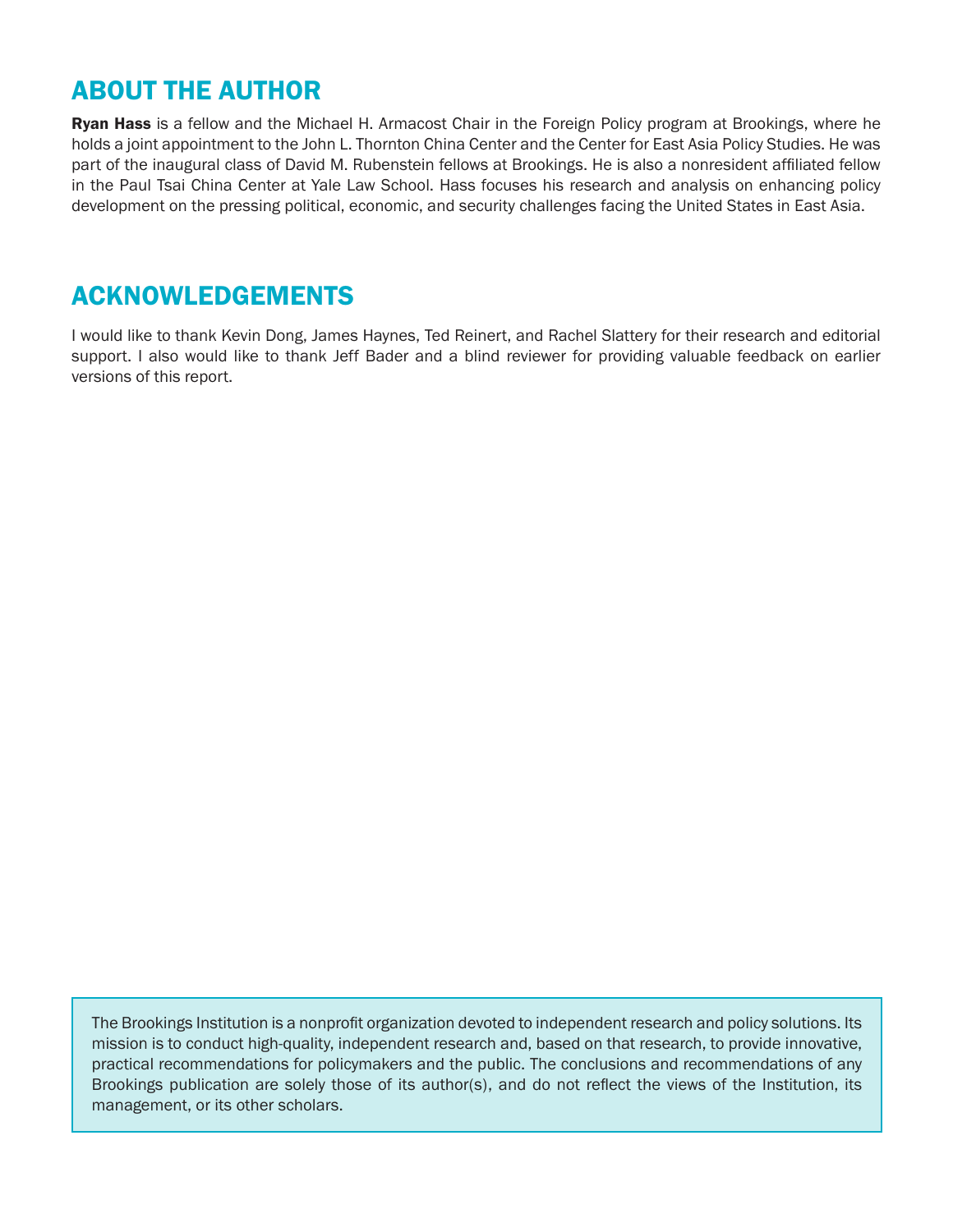## ABOUT THE AUTHOR

**Ryan Hass** is a fellow and the Michael H. Armacost Chair in the Foreign Policy program at Brookings, where he holds a joint appointment to the John L. Thornton China Center and the Center for East Asia Policy Studies. He was part of the inaugural class of David M. Rubenstein fellows at Brookings. He is also a nonresident affiliated fellow in the Paul Tsai China Center at Yale Law School. Hass focuses his research and analysis on enhancing policy development on the pressing political, economic, and security challenges facing the United States in East Asia.

## ACKNOWLEDGEMENTS

I would like to thank Kevin Dong, James Haynes, Ted Reinert, and Rachel Slattery for their research and editorial support. I also would like to thank Jeff Bader and a blind reviewer for providing valuable feedback on earlier versions of this report.

The Brookings Institution is a nonprofit organization devoted to independent research and policy solutions. Its mission is to conduct high-quality, independent research and, based on that research, to provide innovative, practical recommendations for policymakers and the public. The conclusions and recommendations of any Brookings publication are solely those of its author(s), and do not reflect the views of the Institution, its management, or its other scholars.